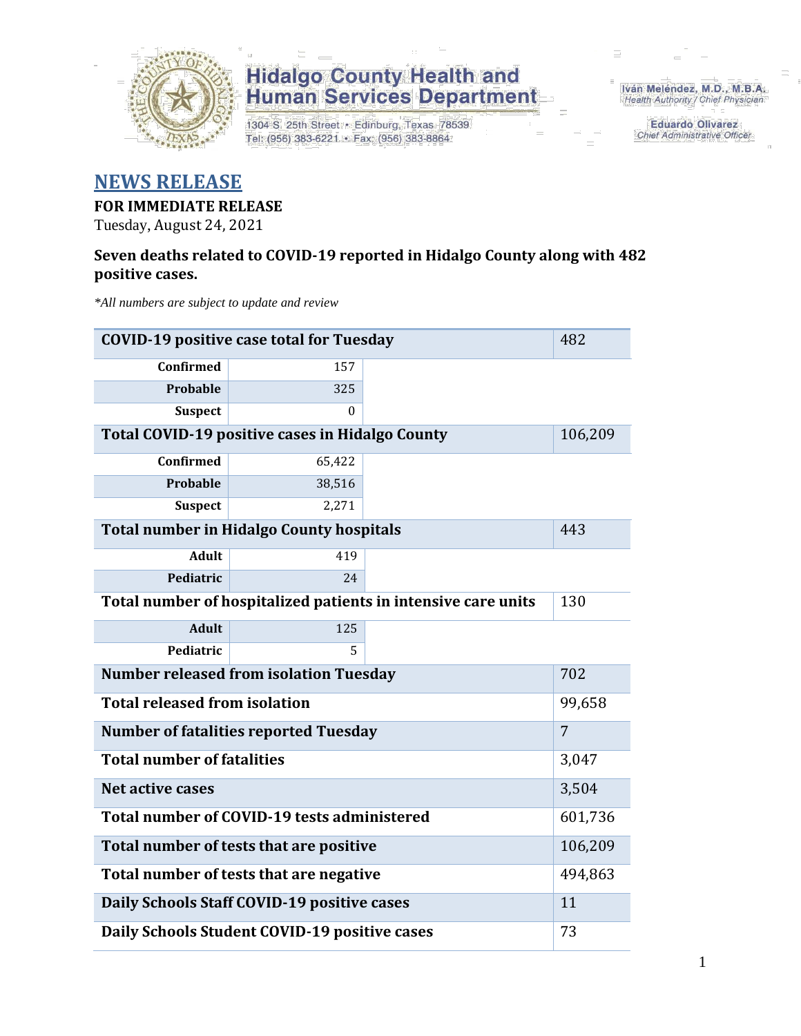**Hidalgo County Health and Human Services Department**

1304 S. 25th Street • Edinburg, Texas 78539
Tel: (956) 383-6221 • Fax: (956) 383-8864

Iván Meléndez, M.D., M.B.A.
*Health Authority / Chief Physician*

Eduardo Olivarez
*Chief Administrative Officer*

# NEWS RELEASE

**FOR IMMEDIATE RELEASE**
Tuesday, August 24, 2021

**Seven deaths related to COVID-19 reported in Hidalgo County along with 482 positive cases.**

*\*All numbers are subject to update and review*

| | | |
|---|---|---|
| **COVID-19 positive case total for Tuesday** | | 482 |
| **Confirmed** | 157 | |
| **Probable** | 325 | |
| **Suspect** | 0 | |
| **Total COVID-19 positive cases in Hidalgo County** | | 106,209 |
| **Confirmed** | 65,422 | |
| **Probable** | 38,516 | |
| **Suspect** | 2,271 | |
| **Total number in Hidalgo County hospitals** | | 443 |
| **Adult** | 419 | |
| **Pediatric** | 24 | |
| **Total number of hospitalized patients in intensive care units** | | 130 |
| **Adult** | 125 | |
| **Pediatric** | 5 | |
| **Number released from isolation Tuesday** | | 702 |
| **Total released from isolation** | | 99,658 |
| **Number of fatalities reported Tuesday** | | 7 |
| **Total number of fatalities** | | 3,047 |
| **Net active cases** | | 3,504 |
| **Total number of COVID-19 tests administered** | | 601,736 |
| **Total number of tests that are positive** | | 106,209 |
| **Total number of tests that are negative** | | 494,863 |
| **Daily Schools Staff COVID-19 positive cases** | | 11 |
| **Daily Schools Student COVID-19 positive cases** | | 73 |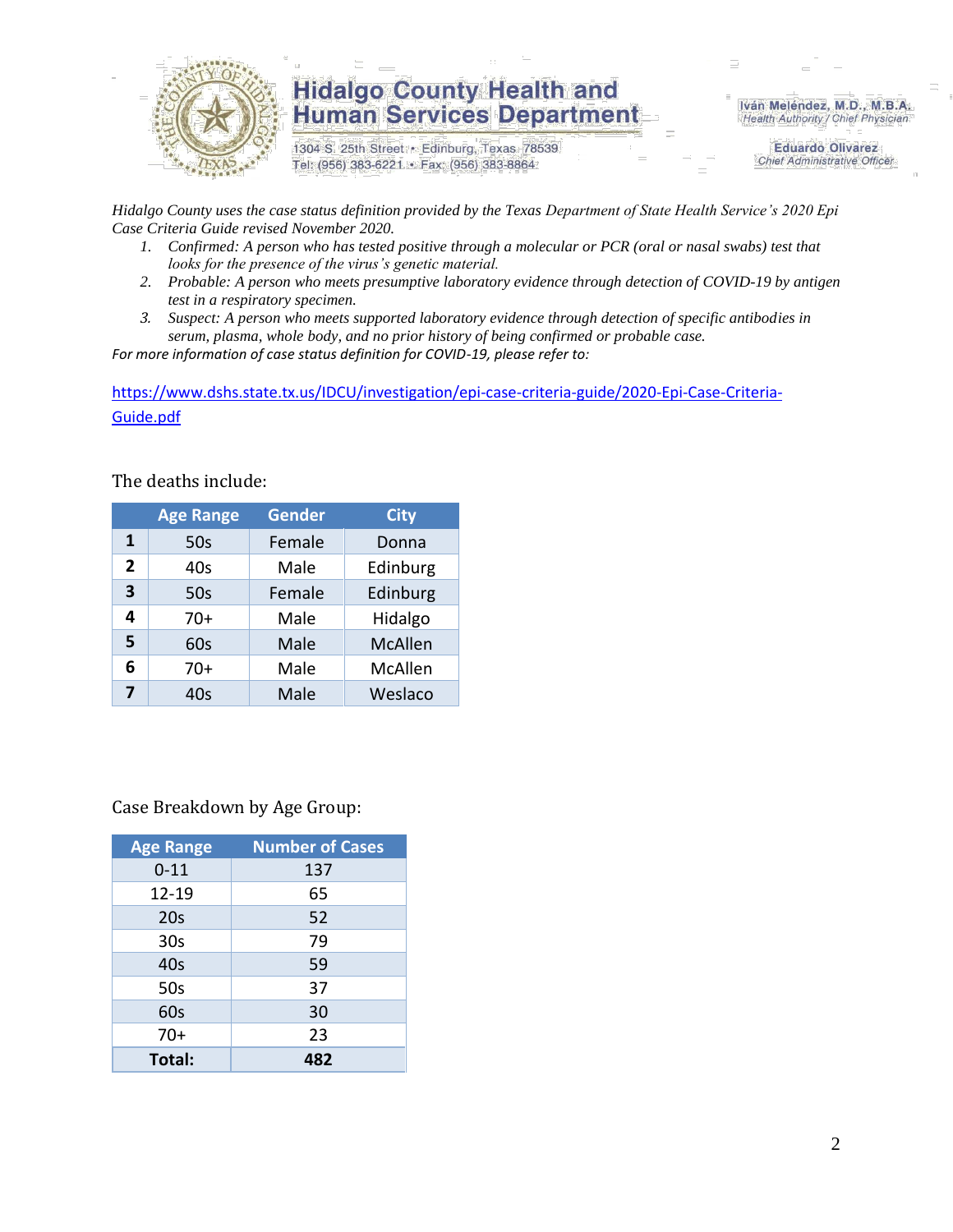# Hidalgo County Health and Human Services Department

1304 S. 25th Street • Edinburg, Texas 78539
Tel: (956) 383-6221 • Fax: (956) 383-8864

Iván Meléndez, M.D., M.B.A.
*Health Authority / Chief Physician*

Eduardo Olivarez
*Chief Administrative Officer*

*Hidalgo County uses the case status definition provided by the Texas Department of State Health Service's 2020 Epi Case Criteria Guide revised November 2020.*

1. *Confirmed: A person who has tested positive through a molecular or PCR (oral or nasal swabs) test that looks for the presence of the virus's genetic material.*
2. *Probable: A person who meets presumptive laboratory evidence through detection of COVID-19 by antigen test in a respiratory specimen.*
3. *Suspect: A person who meets supported laboratory evidence through detection of specific antibodies in serum, plasma, whole body, and no prior history of being confirmed or probable case.*

*For more information of case status definition for COVID-19, please refer to:*

https://www.dshs.state.tx.us/IDCU/investigation/epi-case-criteria-guide/2020-Epi-Case-Criteria-Guide.pdf

The deaths include:

| | Age Range | Gender | City |
|---|---|---|---|
| **1** | 50s | Female | Donna |
| **2** | 40s | Male | Edinburg |
| **3** | 50s | Female | Edinburg |
| **4** | 70+ | Male | Hidalgo |
| **5** | 60s | Male | McAllen |
| **6** | 70+ | Male | McAllen |
| **7** | 40s | Male | Weslaco |

Case Breakdown by Age Group:

| Age Range | Number of Cases |
|---|---|
| 0-11 | 137 |
| 12-19 | 65 |
| 20s | 52 |
| 30s | 79 |
| 40s | 59 |
| 50s | 37 |
| 60s | 30 |
| 70+ | 23 |
| **Total:** | **482** |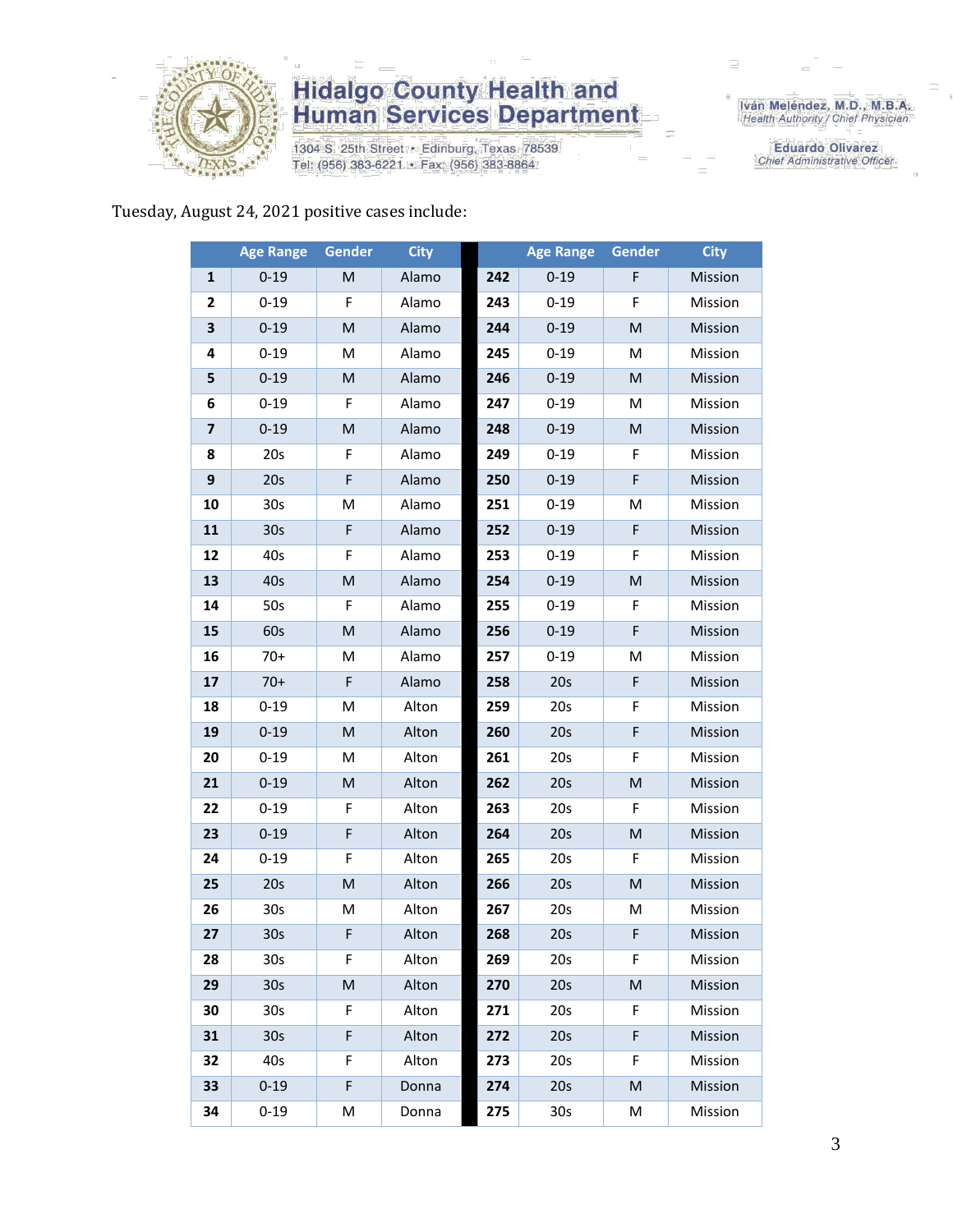Tuesday, August 24, 2021 positive cases include:

| | Age Range | Gender | City | | Age Range | Gender | City |
|---|---|---|---|---|---|---|---|
| **1** | 0-19 | M | Alamo | **242** | 0-19 | F | Mission |
| **2** | 0-19 | F | Alamo | **243** | 0-19 | F | Mission |
| **3** | 0-19 | M | Alamo | **244** | 0-19 | M | Mission |
| **4** | 0-19 | M | Alamo | **245** | 0-19 | M | Mission |
| **5** | 0-19 | M | Alamo | **246** | 0-19 | M | Mission |
| **6** | 0-19 | F | Alamo | **247** | 0-19 | M | Mission |
| **7** | 0-19 | M | Alamo | **248** | 0-19 | M | Mission |
| **8** | 20s | F | Alamo | **249** | 0-19 | F | Mission |
| **9** | 20s | F | Alamo | **250** | 0-19 | F | Mission |
| **10** | 30s | M | Alamo | **251** | 0-19 | M | Mission |
| **11** | 30s | F | Alamo | **252** | 0-19 | F | Mission |
| **12** | 40s | F | Alamo | **253** | 0-19 | F | Mission |
| **13** | 40s | M | Alamo | **254** | 0-19 | M | Mission |
| **14** | 50s | F | Alamo | **255** | 0-19 | F | Mission |
| **15** | 60s | M | Alamo | **256** | 0-19 | F | Mission |
| **16** | 70+ | M | Alamo | **257** | 0-19 | M | Mission |
| **17** | 70+ | F | Alamo | **258** | 20s | F | Mission |
| **18** | 0-19 | M | Alton | **259** | 20s | F | Mission |
| **19** | 0-19 | M | Alton | **260** | 20s | F | Mission |
| **20** | 0-19 | M | Alton | **261** | 20s | F | Mission |
| **21** | 0-19 | M | Alton | **262** | 20s | M | Mission |
| **22** | 0-19 | F | Alton | **263** | 20s | F | Mission |
| **23** | 0-19 | F | Alton | **264** | 20s | M | Mission |
| **24** | 0-19 | F | Alton | **265** | 20s | F | Mission |
| **25** | 20s | M | Alton | **266** | 20s | M | Mission |
| **26** | 30s | M | Alton | **267** | 20s | M | Mission |
| **27** | 30s | F | Alton | **268** | 20s | F | Mission |
| **28** | 30s | F | Alton | **269** | 20s | F | Mission |
| **29** | 30s | M | Alton | **270** | 20s | M | Mission |
| **30** | 30s | F | Alton | **271** | 20s | F | Mission |
| **31** | 30s | F | Alton | **272** | 20s | F | Mission |
| **32** | 40s | F | Alton | **273** | 20s | F | Mission |
| **33** | 0-19 | F | Donna | **274** | 20s | M | Mission |
| **34** | 0-19 | M | Donna | **275** | 30s | M | Mission |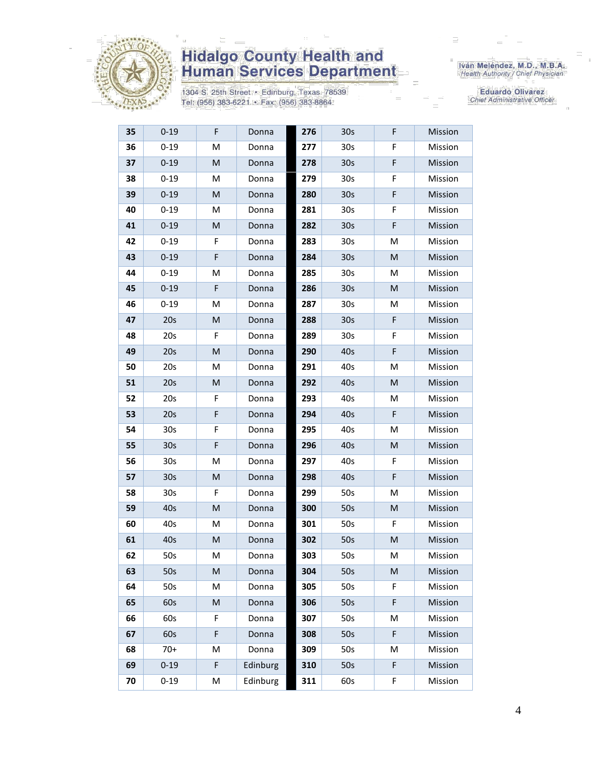| | | | |
|---|---|---|---|
| **35** | 0-19 | F | Donna |
| **36** | 0-19 | M | Donna |
| **37** | 0-19 | M | Donna |
| **38** | 0-19 | M | Donna |
| **39** | 0-19 | M | Donna |
| **40** | 0-19 | M | Donna |
| **41** | 0-19 | M | Donna |
| **42** | 0-19 | F | Donna |
| **43** | 0-19 | F | Donna |
| **44** | 0-19 | M | Donna |
| **45** | 0-19 | F | Donna |
| **46** | 0-19 | M | Donna |
| **47** | 20s | M | Donna |
| **48** | 20s | F | Donna |
| **49** | 20s | M | Donna |
| **50** | 20s | M | Donna |
| **51** | 20s | M | Donna |
| **52** | 20s | F | Donna |
| **53** | 20s | F | Donna |
| **54** | 30s | F | Donna |
| **55** | 30s | F | Donna |
| **56** | 30s | M | Donna |
| **57** | 30s | M | Donna |
| **58** | 30s | F | Donna |
| **59** | 40s | M | Donna |
| **60** | 40s | M | Donna |
| **61** | 40s | M | Donna |
| **62** | 50s | M | Donna |
| **63** | 50s | M | Donna |
| **64** | 50s | M | Donna |
| **65** | 60s | M | Donna |
| **66** | 60s | F | Donna |
| **67** | 60s | F | Donna |
| **68** | 70+ | M | Donna |
| **69** | 0-19 | F | Edinburg |
| **70** | 0-19 | M | Edinburg |
| **276** | 30s | F | Mission |
| **277** | 30s | F | Mission |
| **278** | 30s | F | Mission |
| **279** | 30s | F | Mission |
| **280** | 30s | F | Mission |
| **281** | 30s | F | Mission |
| **282** | 30s | F | Mission |
| **283** | 30s | M | Mission |
| **284** | 30s | M | Mission |
| **285** | 30s | M | Mission |
| **286** | 30s | M | Mission |
| **287** | 30s | M | Mission |
| **288** | 30s | F | Mission |
| **289** | 30s | F | Mission |
| **290** | 40s | F | Mission |
| **291** | 40s | M | Mission |
| **292** | 40s | M | Mission |
| **293** | 40s | M | Mission |
| **294** | 40s | F | Mission |
| **295** | 40s | M | Mission |
| **296** | 40s | M | Mission |
| **297** | 40s | F | Mission |
| **298** | 40s | F | Mission |
| **299** | 50s | M | Mission |
| **300** | 50s | M | Mission |
| **301** | 50s | F | Mission |
| **302** | 50s | M | Mission |
| **303** | 50s | M | Mission |
| **304** | 50s | M | Mission |
| **305** | 50s | F | Mission |
| **306** | 50s | F | Mission |
| **307** | 50s | M | Mission |
| **308** | 50s | F | Mission |
| **309** | 50s | M | Mission |
| **310** | 50s | F | Mission |
| **311** | 60s | F | Mission |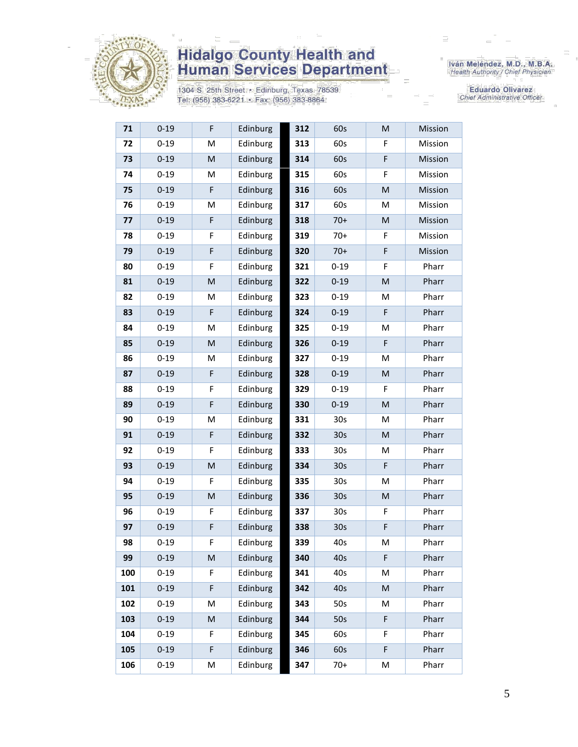| 71 | 0-19 | F | Edinburg | | 312 | 60s | M | Mission |
|---|---|---|---|---|---|---|---|---|
| 72 | 0-19 | M | Edinburg | | 313 | 60s | F | Mission |
| 73 | 0-19 | M | Edinburg | | 314 | 60s | F | Mission |
| 74 | 0-19 | M | Edinburg | | 315 | 60s | F | Mission |
| 75 | 0-19 | F | Edinburg | | 316 | 60s | M | Mission |
| 76 | 0-19 | M | Edinburg | | 317 | 60s | M | Mission |
| 77 | 0-19 | F | Edinburg | | 318 | 70+ | M | Mission |
| 78 | 0-19 | F | Edinburg | | 319 | 70+ | F | Mission |
| 79 | 0-19 | F | Edinburg | | 320 | 70+ | F | Mission |
| 80 | 0-19 | F | Edinburg | | 321 | 0-19 | F | Pharr |
| 81 | 0-19 | M | Edinburg | | 322 | 0-19 | M | Pharr |
| 82 | 0-19 | M | Edinburg | | 323 | 0-19 | M | Pharr |
| 83 | 0-19 | F | Edinburg | | 324 | 0-19 | F | Pharr |
| 84 | 0-19 | M | Edinburg | | 325 | 0-19 | M | Pharr |
| 85 | 0-19 | M | Edinburg | | 326 | 0-19 | F | Pharr |
| 86 | 0-19 | M | Edinburg | | 327 | 0-19 | M | Pharr |
| 87 | 0-19 | F | Edinburg | | 328 | 0-19 | M | Pharr |
| 88 | 0-19 | F | Edinburg | | 329 | 0-19 | F | Pharr |
| 89 | 0-19 | F | Edinburg | | 330 | 0-19 | M | Pharr |
| 90 | 0-19 | M | Edinburg | | 331 | 30s | M | Pharr |
| 91 | 0-19 | F | Edinburg | | 332 | 30s | M | Pharr |
| 92 | 0-19 | F | Edinburg | | 333 | 30s | M | Pharr |
| 93 | 0-19 | M | Edinburg | | 334 | 30s | F | Pharr |
| 94 | 0-19 | F | Edinburg | | 335 | 30s | M | Pharr |
| 95 | 0-19 | M | Edinburg | | 336 | 30s | M | Pharr |
| 96 | 0-19 | F | Edinburg | | 337 | 30s | F | Pharr |
| 97 | 0-19 | F | Edinburg | | 338 | 30s | F | Pharr |
| 98 | 0-19 | F | Edinburg | | 339 | 40s | M | Pharr |
| 99 | 0-19 | M | Edinburg | | 340 | 40s | F | Pharr |
| 100 | 0-19 | F | Edinburg | | 341 | 40s | M | Pharr |
| 101 | 0-19 | F | Edinburg | | 342 | 40s | M | Pharr |
| 102 | 0-19 | M | Edinburg | | 343 | 50s | M | Pharr |
| 103 | 0-19 | M | Edinburg | | 344 | 50s | F | Pharr |
| 104 | 0-19 | F | Edinburg | | 345 | 60s | F | Pharr |
| 105 | 0-19 | F | Edinburg | | 346 | 60s | F | Pharr |
| 106 | 0-19 | M | Edinburg | | 347 | 70+ | M | Pharr |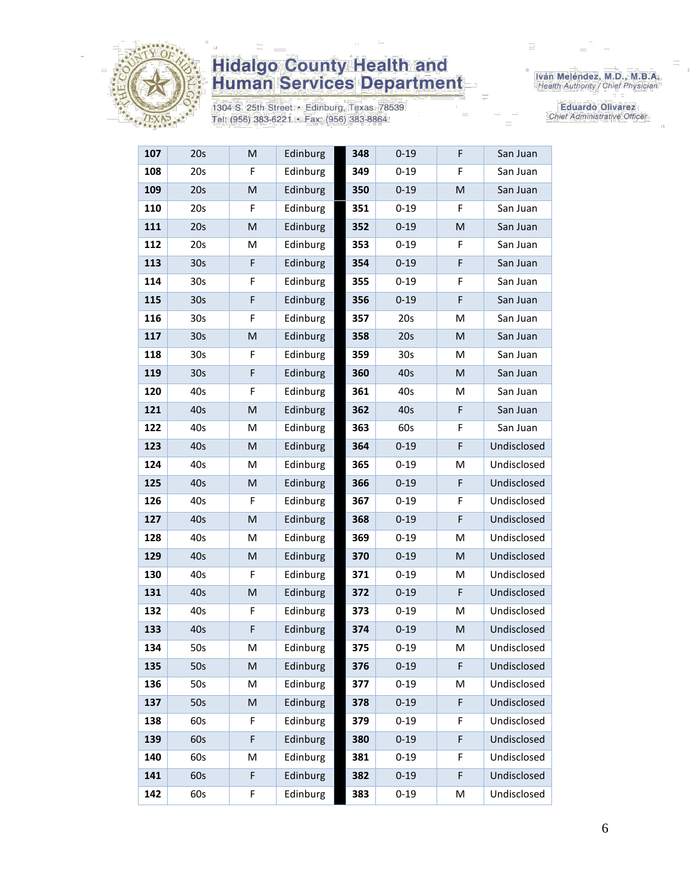# Hidalgo County Health and Human Services Department

1304 S. 25th Street • Edinburg, Texas 78539
Tel: (956) 383-6221 • Fax: (956) 383-8864

Iván Meléndez, M.D., M.B.A.
*Health Authority / Chief Physician*

Eduardo Olivarez
*Chief Administrative Officer*

| | | | | | | | |
|---|---|---|---|---|---|---|---|
| **107** | 20s | M | Edinburg | **348** | 0-19 | F | San Juan |
| **108** | 20s | F | Edinburg | **349** | 0-19 | F | San Juan |
| **109** | 20s | M | Edinburg | **350** | 0-19 | M | San Juan |
| **110** | 20s | F | Edinburg | **351** | 0-19 | F | San Juan |
| **111** | 20s | M | Edinburg | **352** | 0-19 | M | San Juan |
| **112** | 20s | M | Edinburg | **353** | 0-19 | F | San Juan |
| **113** | 30s | F | Edinburg | **354** | 0-19 | F | San Juan |
| **114** | 30s | F | Edinburg | **355** | 0-19 | F | San Juan |
| **115** | 30s | F | Edinburg | **356** | 0-19 | F | San Juan |
| **116** | 30s | F | Edinburg | **357** | 20s | M | San Juan |
| **117** | 30s | M | Edinburg | **358** | 20s | M | San Juan |
| **118** | 30s | F | Edinburg | **359** | 30s | M | San Juan |
| **119** | 30s | F | Edinburg | **360** | 40s | M | San Juan |
| **120** | 40s | F | Edinburg | **361** | 40s | M | San Juan |
| **121** | 40s | M | Edinburg | **362** | 40s | F | San Juan |
| **122** | 40s | M | Edinburg | **363** | 60s | F | San Juan |
| **123** | 40s | M | Edinburg | **364** | 0-19 | F | Undisclosed |
| **124** | 40s | M | Edinburg | **365** | 0-19 | M | Undisclosed |
| **125** | 40s | M | Edinburg | **366** | 0-19 | F | Undisclosed |
| **126** | 40s | F | Edinburg | **367** | 0-19 | F | Undisclosed |
| **127** | 40s | M | Edinburg | **368** | 0-19 | F | Undisclosed |
| **128** | 40s | M | Edinburg | **369** | 0-19 | M | Undisclosed |
| **129** | 40s | M | Edinburg | **370** | 0-19 | M | Undisclosed |
| **130** | 40s | F | Edinburg | **371** | 0-19 | M | Undisclosed |
| **131** | 40s | M | Edinburg | **372** | 0-19 | F | Undisclosed |
| **132** | 40s | F | Edinburg | **373** | 0-19 | M | Undisclosed |
| **133** | 40s | F | Edinburg | **374** | 0-19 | M | Undisclosed |
| **134** | 50s | M | Edinburg | **375** | 0-19 | M | Undisclosed |
| **135** | 50s | M | Edinburg | **376** | 0-19 | F | Undisclosed |
| **136** | 50s | M | Edinburg | **377** | 0-19 | M | Undisclosed |
| **137** | 50s | M | Edinburg | **378** | 0-19 | F | Undisclosed |
| **138** | 60s | F | Edinburg | **379** | 0-19 | F | Undisclosed |
| **139** | 60s | F | Edinburg | **380** | 0-19 | F | Undisclosed |
| **140** | 60s | M | Edinburg | **381** | 0-19 | F | Undisclosed |
| **141** | 60s | F | Edinburg | **382** | 0-19 | F | Undisclosed |
| **142** | 60s | F | Edinburg | **383** | 0-19 | M | Undisclosed |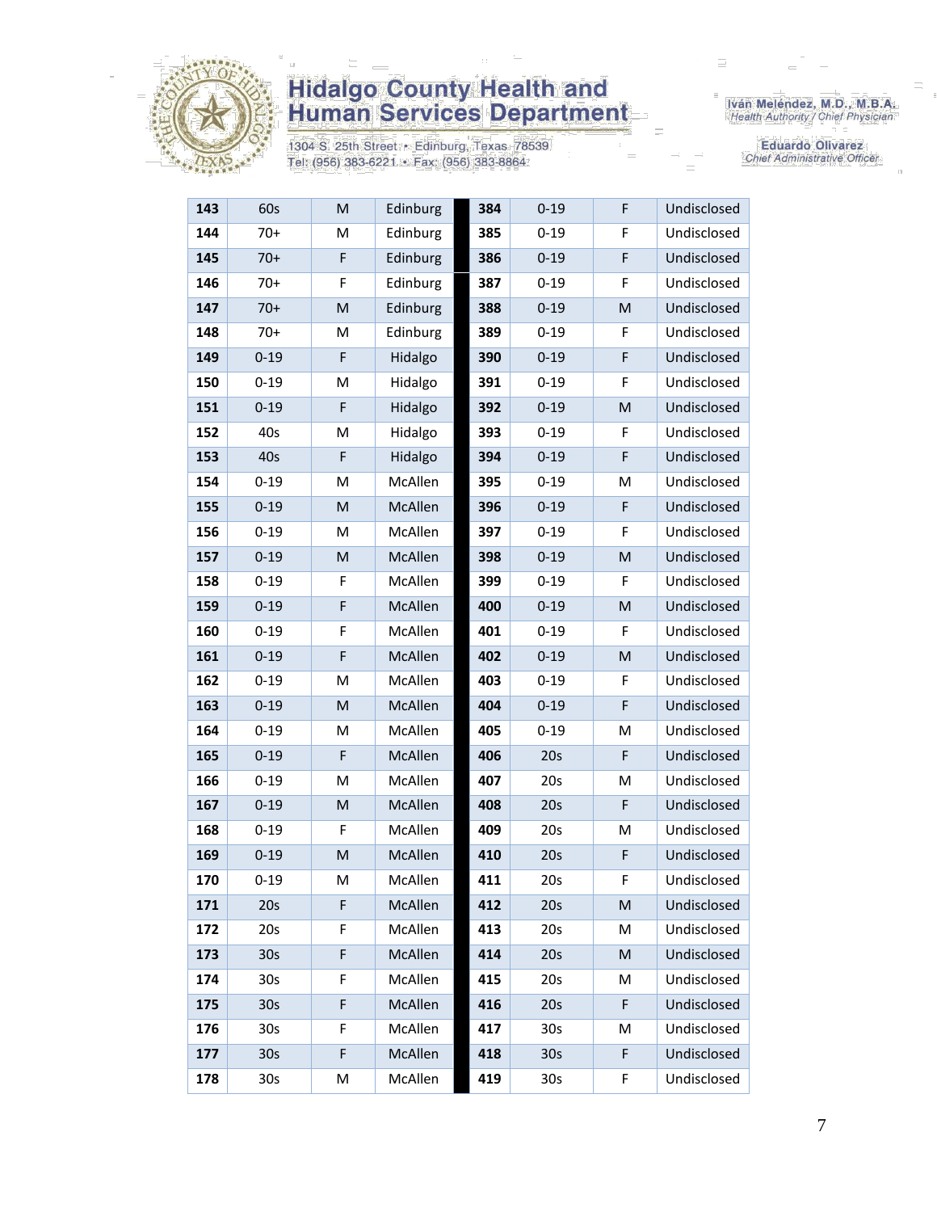| | | | | | | | | |
|---|---|---|---|---|---|---|---|---|
| **143** | 60s | M | Edinburg | | **384** | 0-19 | F | Undisclosed |
| **144** | 70+ | M | Edinburg | | **385** | 0-19 | F | Undisclosed |
| **145** | 70+ | F | Edinburg | | **386** | 0-19 | F | Undisclosed |
| **146** | 70+ | F | Edinburg | | **387** | 0-19 | F | Undisclosed |
| **147** | 70+ | M | Edinburg | | **388** | 0-19 | M | Undisclosed |
| **148** | 70+ | M | Edinburg | | **389** | 0-19 | F | Undisclosed |
| **149** | 0-19 | F | Hidalgo | | **390** | 0-19 | F | Undisclosed |
| **150** | 0-19 | M | Hidalgo | | **391** | 0-19 | F | Undisclosed |
| **151** | 0-19 | F | Hidalgo | | **392** | 0-19 | M | Undisclosed |
| **152** | 40s | M | Hidalgo | | **393** | 0-19 | F | Undisclosed |
| **153** | 40s | F | Hidalgo | | **394** | 0-19 | F | Undisclosed |
| **154** | 0-19 | M | McAllen | | **395** | 0-19 | M | Undisclosed |
| **155** | 0-19 | M | McAllen | | **396** | 0-19 | F | Undisclosed |
| **156** | 0-19 | M | McAllen | | **397** | 0-19 | F | Undisclosed |
| **157** | 0-19 | M | McAllen | | **398** | 0-19 | M | Undisclosed |
| **158** | 0-19 | F | McAllen | | **399** | 0-19 | F | Undisclosed |
| **159** | 0-19 | F | McAllen | | **400** | 0-19 | M | Undisclosed |
| **160** | 0-19 | F | McAllen | | **401** | 0-19 | F | Undisclosed |
| **161** | 0-19 | F | McAllen | | **402** | 0-19 | M | Undisclosed |
| **162** | 0-19 | M | McAllen | | **403** | 0-19 | F | Undisclosed |
| **163** | 0-19 | M | McAllen | | **404** | 0-19 | F | Undisclosed |
| **164** | 0-19 | M | McAllen | | **405** | 0-19 | M | Undisclosed |
| **165** | 0-19 | F | McAllen | | **406** | 20s | F | Undisclosed |
| **166** | 0-19 | M | McAllen | | **407** | 20s | M | Undisclosed |
| **167** | 0-19 | M | McAllen | | **408** | 20s | F | Undisclosed |
| **168** | 0-19 | F | McAllen | | **409** | 20s | M | Undisclosed |
| **169** | 0-19 | M | McAllen | | **410** | 20s | F | Undisclosed |
| **170** | 0-19 | M | McAllen | | **411** | 20s | F | Undisclosed |
| **171** | 20s | F | McAllen | | **412** | 20s | M | Undisclosed |
| **172** | 20s | F | McAllen | | **413** | 20s | M | Undisclosed |
| **173** | 30s | F | McAllen | | **414** | 20s | M | Undisclosed |
| **174** | 30s | F | McAllen | | **415** | 20s | M | Undisclosed |
| **175** | 30s | F | McAllen | | **416** | 20s | F | Undisclosed |
| **176** | 30s | F | McAllen | | **417** | 30s | M | Undisclosed |
| **177** | 30s | F | McAllen | | **418** | 30s | F | Undisclosed |
| **178** | 30s | M | McAllen | | **419** | 30s | F | Undisclosed |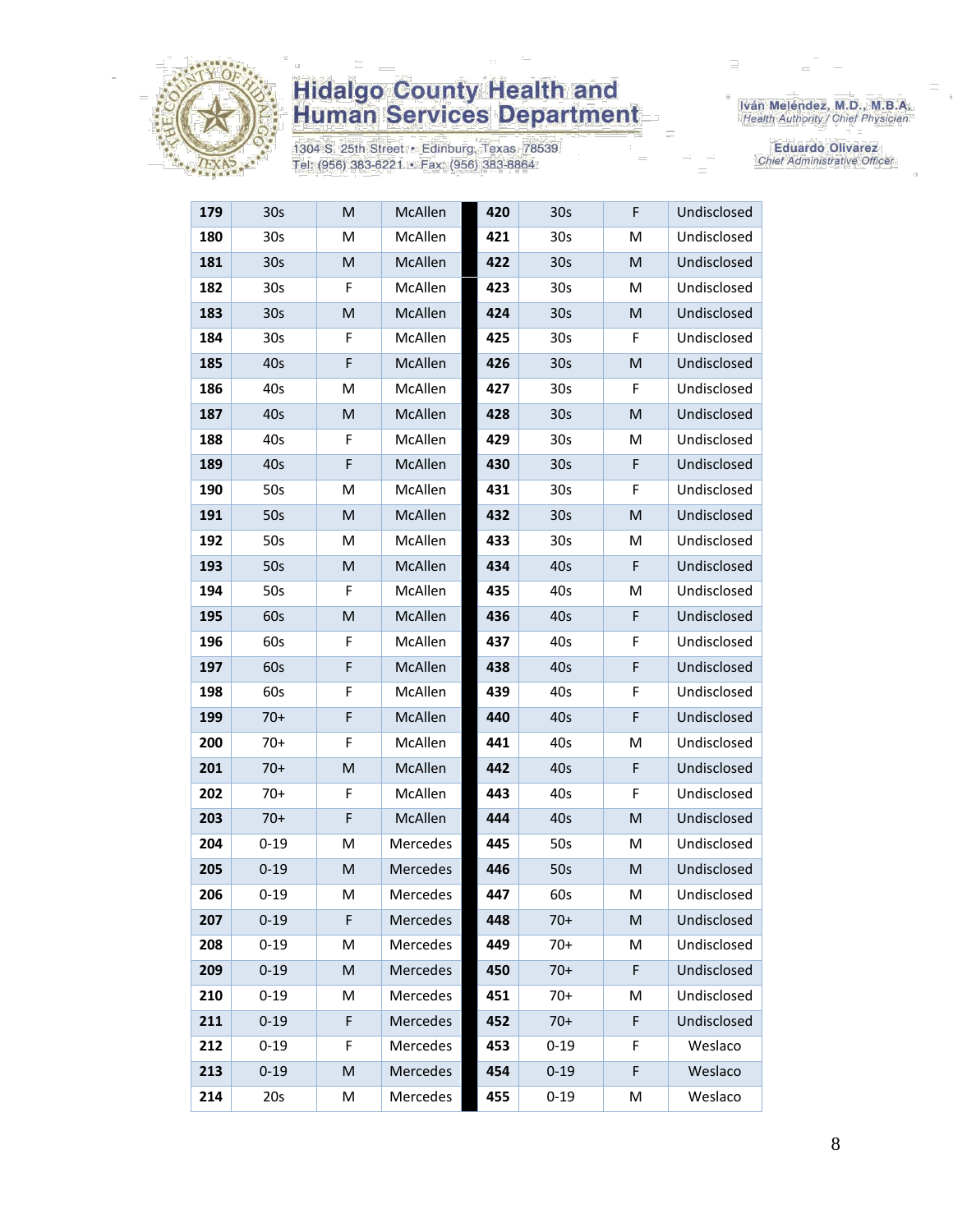| 179 | 30s | M | McAllen | 420 | 30s | F | Undisclosed |
|---|---|---|---|---|---|---|---|
| 180 | 30s | M | McAllen | 421 | 30s | M | Undisclosed |
| 181 | 30s | M | McAllen | 422 | 30s | M | Undisclosed |
| 182 | 30s | F | McAllen | 423 | 30s | M | Undisclosed |
| 183 | 30s | M | McAllen | 424 | 30s | M | Undisclosed |
| 184 | 30s | F | McAllen | 425 | 30s | F | Undisclosed |
| 185 | 40s | F | McAllen | 426 | 30s | M | Undisclosed |
| 186 | 40s | M | McAllen | 427 | 30s | F | Undisclosed |
| 187 | 40s | M | McAllen | 428 | 30s | M | Undisclosed |
| 188 | 40s | F | McAllen | 429 | 30s | M | Undisclosed |
| 189 | 40s | F | McAllen | 430 | 30s | F | Undisclosed |
| 190 | 50s | M | McAllen | 431 | 30s | F | Undisclosed |
| 191 | 50s | M | McAllen | 432 | 30s | M | Undisclosed |
| 192 | 50s | M | McAllen | 433 | 30s | M | Undisclosed |
| 193 | 50s | M | McAllen | 434 | 40s | F | Undisclosed |
| 194 | 50s | F | McAllen | 435 | 40s | M | Undisclosed |
| 195 | 60s | M | McAllen | 436 | 40s | F | Undisclosed |
| 196 | 60s | F | McAllen | 437 | 40s | F | Undisclosed |
| 197 | 60s | F | McAllen | 438 | 40s | F | Undisclosed |
| 198 | 60s | F | McAllen | 439 | 40s | F | Undisclosed |
| 199 | 70+ | F | McAllen | 440 | 40s | F | Undisclosed |
| 200 | 70+ | F | McAllen | 441 | 40s | M | Undisclosed |
| 201 | 70+ | M | McAllen | 442 | 40s | F | Undisclosed |
| 202 | 70+ | F | McAllen | 443 | 40s | F | Undisclosed |
| 203 | 70+ | F | McAllen | 444 | 40s | M | Undisclosed |
| 204 | 0-19 | M | Mercedes | 445 | 50s | M | Undisclosed |
| 205 | 0-19 | M | Mercedes | 446 | 50s | M | Undisclosed |
| 206 | 0-19 | M | Mercedes | 447 | 60s | M | Undisclosed |
| 207 | 0-19 | F | Mercedes | 448 | 70+ | M | Undisclosed |
| 208 | 0-19 | M | Mercedes | 449 | 70+ | M | Undisclosed |
| 209 | 0-19 | M | Mercedes | 450 | 70+ | F | Undisclosed |
| 210 | 0-19 | M | Mercedes | 451 | 70+ | M | Undisclosed |
| 211 | 0-19 | F | Mercedes | 452 | 70+ | F | Undisclosed |
| 212 | 0-19 | F | Mercedes | 453 | 0-19 | F | Weslaco |
| 213 | 0-19 | M | Mercedes | 454 | 0-19 | F | Weslaco |
| 214 | 20s | M | Mercedes | 455 | 0-19 | M | Weslaco |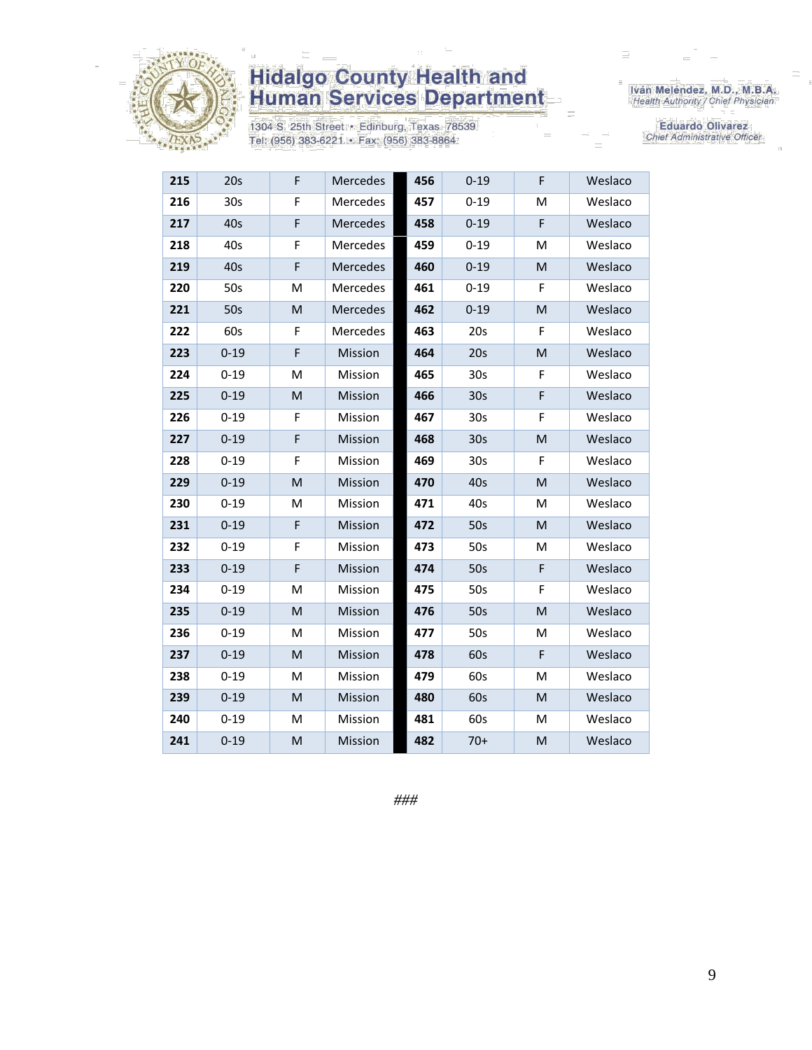| | | | | | | | |
|---|---|---|---|---|---|---|---|
| **215** | 20s | F | Mercedes | **456** | 0-19 | F | Weslaco |
| **216** | 30s | F | Mercedes | **457** | 0-19 | M | Weslaco |
| **217** | 40s | F | Mercedes | **458** | 0-19 | F | Weslaco |
| **218** | 40s | F | Mercedes | **459** | 0-19 | M | Weslaco |
| **219** | 40s | F | Mercedes | **460** | 0-19 | M | Weslaco |
| **220** | 50s | M | Mercedes | **461** | 0-19 | F | Weslaco |
| **221** | 50s | M | Mercedes | **462** | 0-19 | M | Weslaco |
| **222** | 60s | F | Mercedes | **463** | 20s | F | Weslaco |
| **223** | 0-19 | F | Mission | **464** | 20s | M | Weslaco |
| **224** | 0-19 | M | Mission | **465** | 30s | F | Weslaco |
| **225** | 0-19 | M | Mission | **466** | 30s | F | Weslaco |
| **226** | 0-19 | F | Mission | **467** | 30s | F | Weslaco |
| **227** | 0-19 | F | Mission | **468** | 30s | M | Weslaco |
| **228** | 0-19 | F | Mission | **469** | 30s | F | Weslaco |
| **229** | 0-19 | M | Mission | **470** | 40s | M | Weslaco |
| **230** | 0-19 | M | Mission | **471** | 40s | M | Weslaco |
| **231** | 0-19 | F | Mission | **472** | 50s | M | Weslaco |
| **232** | 0-19 | F | Mission | **473** | 50s | M | Weslaco |
| **233** | 0-19 | F | Mission | **474** | 50s | F | Weslaco |
| **234** | 0-19 | M | Mission | **475** | 50s | F | Weslaco |
| **235** | 0-19 | M | Mission | **476** | 50s | M | Weslaco |
| **236** | 0-19 | M | Mission | **477** | 50s | M | Weslaco |
| **237** | 0-19 | M | Mission | **478** | 60s | F | Weslaco |
| **238** | 0-19 | M | Mission | **479** | 60s | M | Weslaco |
| **239** | 0-19 | M | Mission | **480** | 60s | M | Weslaco |
| **240** | 0-19 | M | Mission | **481** | 60s | M | Weslaco |
| **241** | 0-19 | M | Mission | **482** | 70+ | M | Weslaco |

###